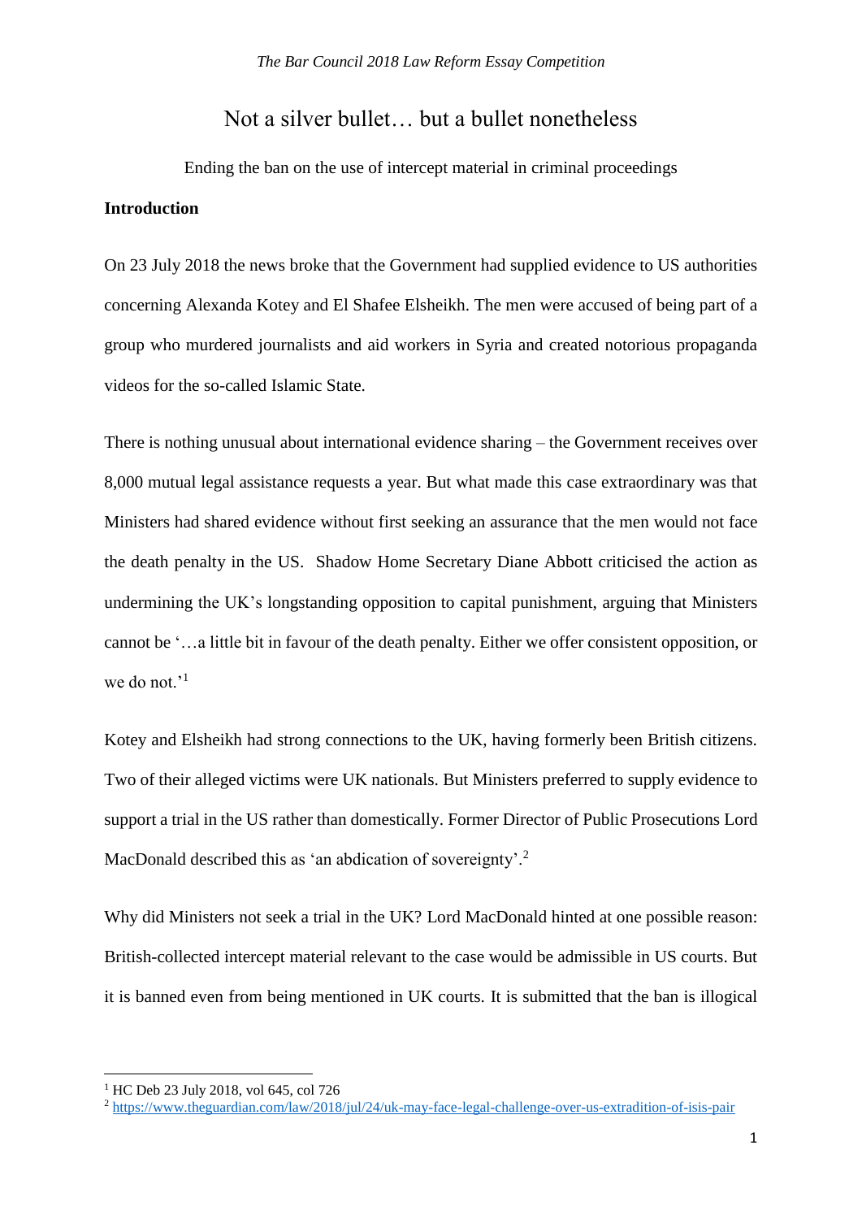*The Bar Council 2018 Law Reform Essay Competition*

# Not a silver bullet… but a bullet nonetheless

Ending the ban on the use of intercept material in criminal proceedings

**Introduction**

On 23 July 2018 the news broke that the Government had supplied evidence to US authorities concerning Alexanda Kotey and El Shafee Elsheikh. The men were accused of being part of a group who murdered journalists and aid workers in Syria and created notorious propaganda videos for the so-called Islamic State.

There is nothing unusual about international evidence sharing – the Government receives over 8,000 mutual legal assistance requests a year. But what made this case extraordinary was that Ministers had shared evidence without first seeking an assurance that the men would not face the death penalty in the US. Shadow Home Secretary Diane Abbott criticised the action as undermining the UK's longstanding opposition to capital punishment, arguing that Ministers cannot be '…a little bit in favour of the death penalty. Either we offer consistent opposition, or we do not.'[1]

Kotey and Elsheikh had strong connections to the UK, having formerly been British citizens. Two of their alleged victims were UK nationals. But Ministers preferred to supply evidence to support a trial in the US rather than domestically. Former Director of Public Prosecutions Lord MacDonald described this as 'an abdication of sovereignty'.[2]

Why did Ministers not seek a trial in the UK? Lord MacDonald hinted at one possible reason: British-collected intercept material relevant to the case would be admissible in US courts. But it is banned even from being mentioned in UK courts. It is submitted that the ban is illogical

---

[1] HC Deb 23 July 2018, vol 645, col 726

[2] https://www.theguardian.com/law/2018/jul/24/uk-may-face-legal-challenge-over-us-extradition-of-isis-pair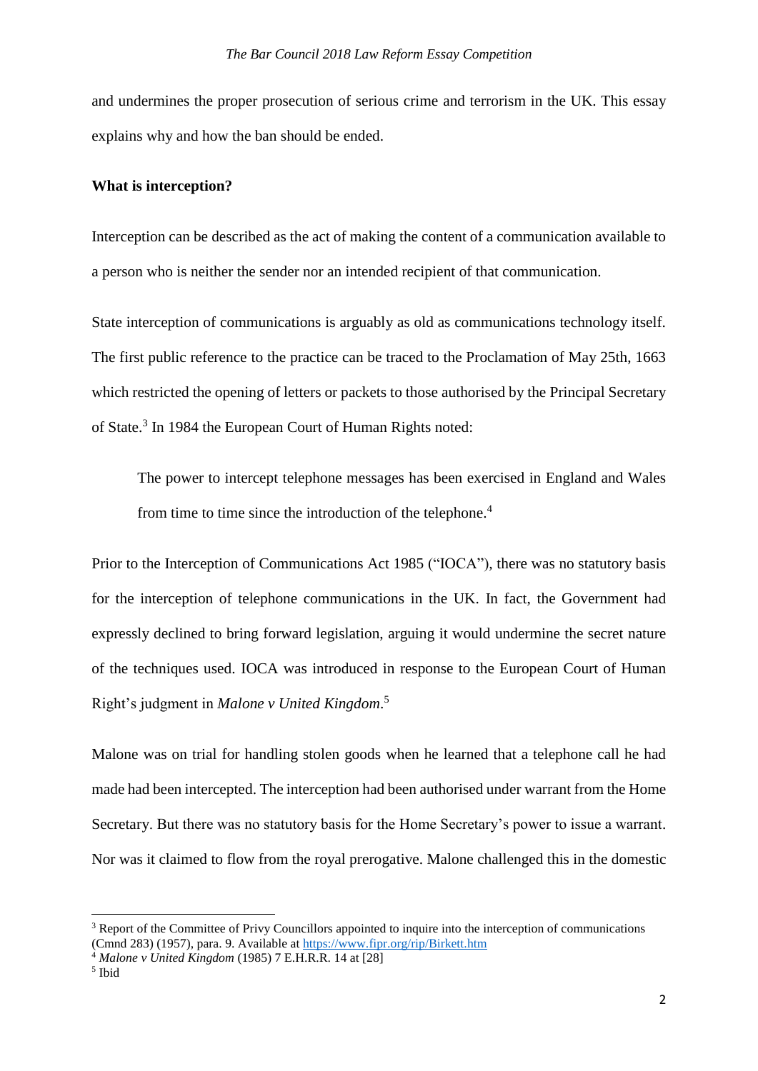and undermines the proper prosecution of serious crime and terrorism in the UK. This essay explains why and how the ban should be ended.

**What is interception?**

Interception can be described as the act of making the content of a communication available to a person who is neither the sender nor an intended recipient of that communication.

State interception of communications is arguably as old as communications technology itself. The first public reference to the practice can be traced to the Proclamation of May 25th, 1663 which restricted the opening of letters or packets to those authorised by the Principal Secretary of State.[3] In 1984 the European Court of Human Rights noted:

> The power to intercept telephone messages has been exercised in England and Wales from time to time since the introduction of the telephone.[4]

Prior to the Interception of Communications Act 1985 ("IOCA"), there was no statutory basis for the interception of telephone communications in the UK. In fact, the Government had expressly declined to bring forward legislation, arguing it would undermine the secret nature of the techniques used. IOCA was introduced in response to the European Court of Human Right's judgment in *Malone v United Kingdom*.[5]

Malone was on trial for handling stolen goods when he learned that a telephone call he had made had been intercepted. The interception had been authorised under warrant from the Home Secretary. But there was no statutory basis for the Home Secretary's power to issue a warrant. Nor was it claimed to flow from the royal prerogative. Malone challenged this in the domestic

---

[3] Report of the Committee of Privy Councillors appointed to inquire into the interception of communications (Cmnd 283) (1957), para. 9. Available at https://www.fipr.org/rip/Birkett.htm

[4] *Malone v United Kingdom* (1985) 7 E.H.R.R. 14 at [28]

[5] Ibid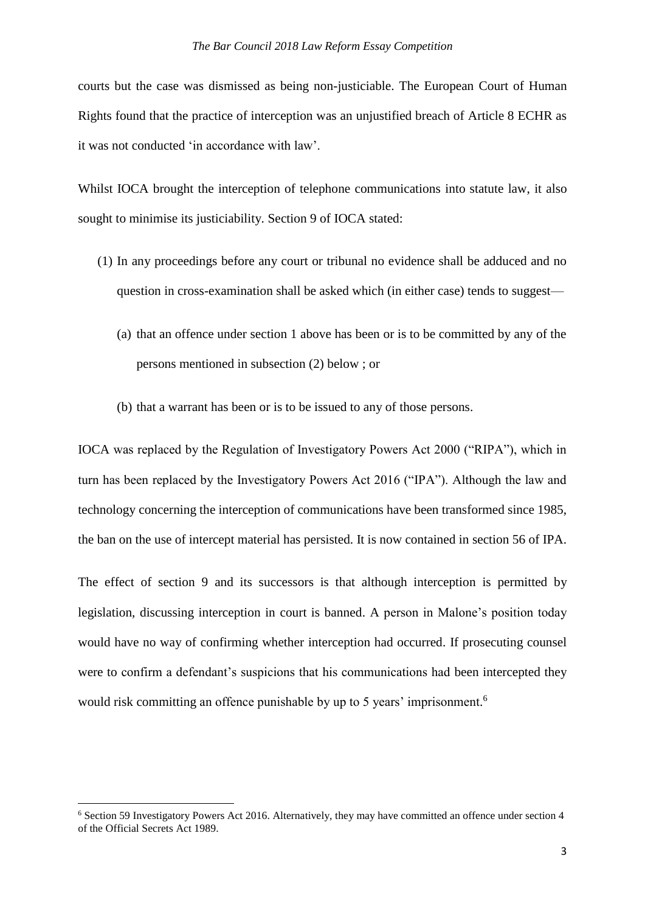courts but the case was dismissed as being non-justiciable. The European Court of Human Rights found that the practice of interception was an unjustified breach of Article 8 ECHR as it was not conducted 'in accordance with law'.

Whilst IOCA brought the interception of telephone communications into statute law, it also sought to minimise its justiciability. Section 9 of IOCA stated:

> (1) In any proceedings before any court or tribunal no evidence shall be adduced and no question in cross-examination shall be asked which (in either case) tends to suggest—
>
> (a) that an offence under section 1 above has been or is to be committed by any of the persons mentioned in subsection (2) below ; or
>
> (b) that a warrant has been or is to be issued to any of those persons.

IOCA was replaced by the Regulation of Investigatory Powers Act 2000 ("RIPA"), which in turn has been replaced by the Investigatory Powers Act 2016 ("IPA"). Although the law and technology concerning the interception of communications have been transformed since 1985, the ban on the use of intercept material has persisted. It is now contained in section 56 of IPA.

The effect of section 9 and its successors is that although interception is permitted by legislation, discussing interception in court is banned. A person in Malone's position today would have no way of confirming whether interception had occurred. If prosecuting counsel were to confirm a defendant's suspicions that his communications had been intercepted they would risk committing an offence punishable by up to 5 years' imprisonment.[6]

---

[6] Section 59 Investigatory Powers Act 2016. Alternatively, they may have committed an offence under section 4 of the Official Secrets Act 1989.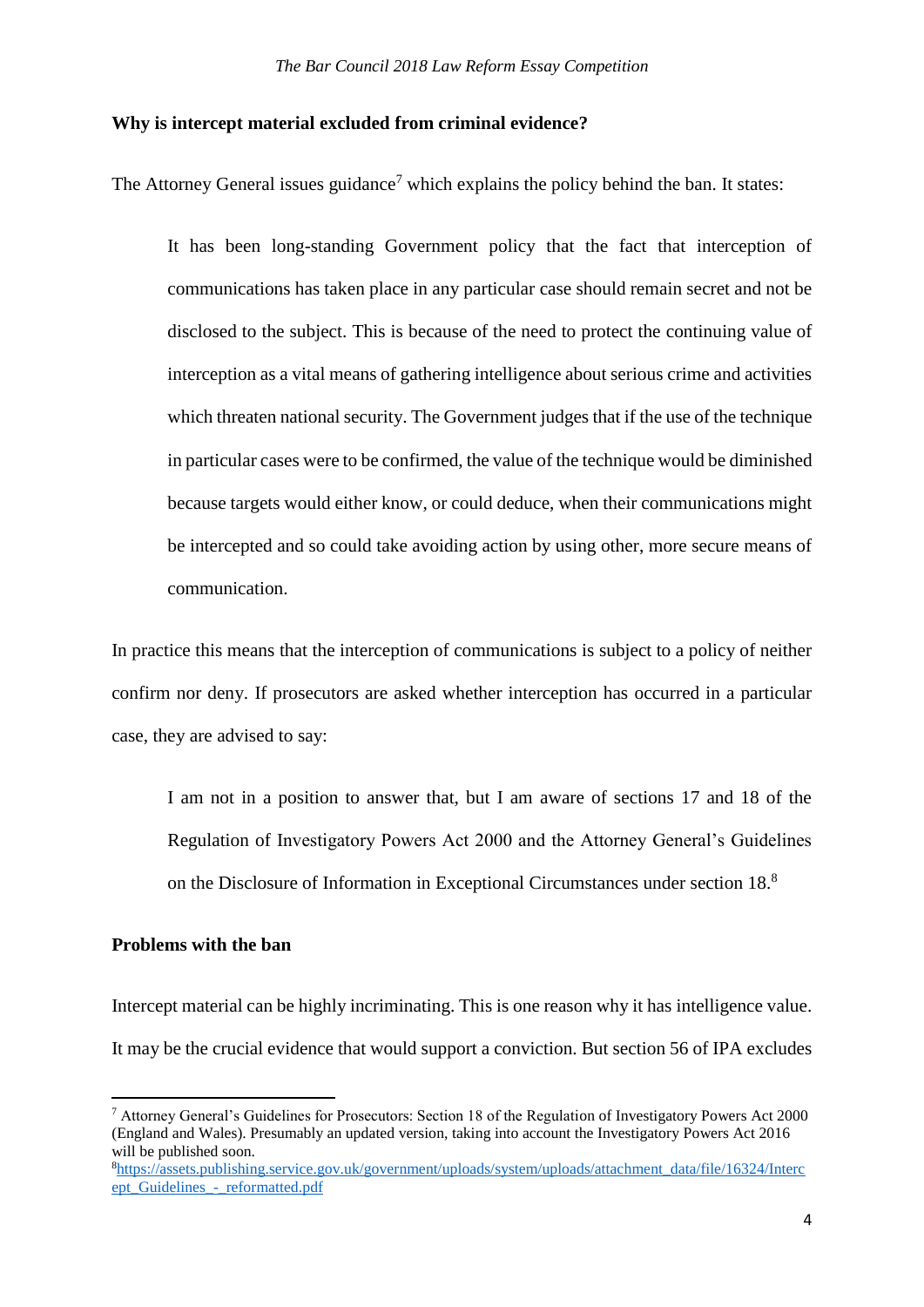**Why is intercept material excluded from criminal evidence?**

The Attorney General issues guidance[7] which explains the policy behind the ban. It states:

> It has been long-standing Government policy that the fact that interception of communications has taken place in any particular case should remain secret and not be disclosed to the subject. This is because of the need to protect the continuing value of interception as a vital means of gathering intelligence about serious crime and activities which threaten national security. The Government judges that if the use of the technique in particular cases were to be confirmed, the value of the technique would be diminished because targets would either know, or could deduce, when their communications might be intercepted and so could take avoiding action by using other, more secure means of communication.

In practice this means that the interception of communications is subject to a policy of neither confirm nor deny. If prosecutors are asked whether interception has occurred in a particular case, they are advised to say:

> I am not in a position to answer that, but I am aware of sections 17 and 18 of the Regulation of Investigatory Powers Act 2000 and the Attorney General's Guidelines on the Disclosure of Information in Exceptional Circumstances under section 18.[8]

**Problems with the ban**

Intercept material can be highly incriminating. This is one reason why it has intelligence value. It may be the crucial evidence that would support a conviction. But section 56 of IPA excludes

---

[7] Attorney General's Guidelines for Prosecutors: Section 18 of the Regulation of Investigatory Powers Act 2000 (England and Wales). Presumably an updated version, taking into account the Investigatory Powers Act 2016 will be published soon.

[8] https://assets.publishing.service.gov.uk/government/uploads/system/uploads/attachment_data/file/16324/Intercept_Guidelines_-_reformatted.pdf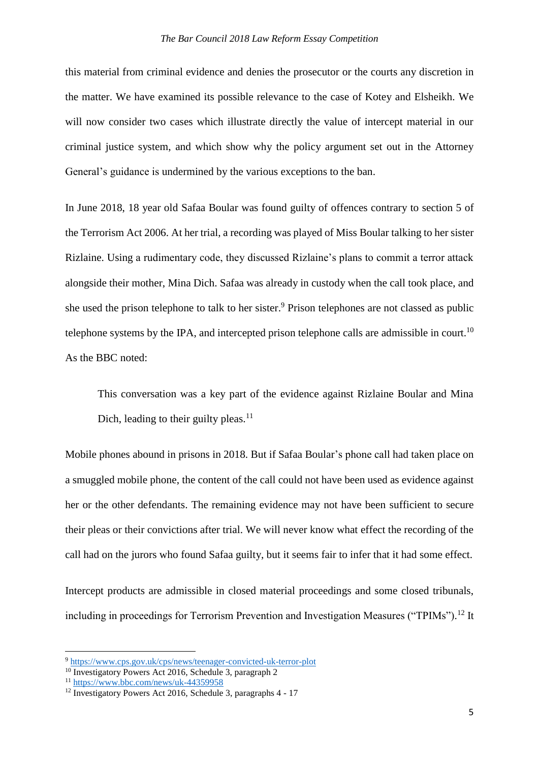this material from criminal evidence and denies the prosecutor or the courts any discretion in the matter. We have examined its possible relevance to the case of Kotey and Elsheikh. We will now consider two cases which illustrate directly the value of intercept material in our criminal justice system, and which show why the policy argument set out in the Attorney General's guidance is undermined by the various exceptions to the ban.

In June 2018, 18 year old Safaa Boular was found guilty of offences contrary to section 5 of the Terrorism Act 2006. At her trial, a recording was played of Miss Boular talking to her sister Rizlaine. Using a rudimentary code, they discussed Rizlaine's plans to commit a terror attack alongside their mother, Mina Dich. Safaa was already in custody when the call took place, and she used the prison telephone to talk to her sister.[9] Prison telephones are not classed as public telephone systems by the IPA, and intercepted prison telephone calls are admissible in court.[10] As the BBC noted:

> This conversation was a key part of the evidence against Rizlaine Boular and Mina Dich, leading to their guilty pleas.[11]

Mobile phones abound in prisons in 2018. But if Safaa Boular's phone call had taken place on a smuggled mobile phone, the content of the call could not have been used as evidence against her or the other defendants. The remaining evidence may not have been sufficient to secure their pleas or their convictions after trial. We will never know what effect the recording of the call had on the jurors who found Safaa guilty, but it seems fair to infer that it had some effect.

Intercept products are admissible in closed material proceedings and some closed tribunals, including in proceedings for Terrorism Prevention and Investigation Measures ("TPIMs").[12] It

---

[9] https://www.cps.gov.uk/cps/news/teenager-convicted-uk-terror-plot

[10] Investigatory Powers Act 2016, Schedule 3, paragraph 2

[11] https://www.bbc.com/news/uk-44359958

[12] Investigatory Powers Act 2016, Schedule 3, paragraphs 4 - 17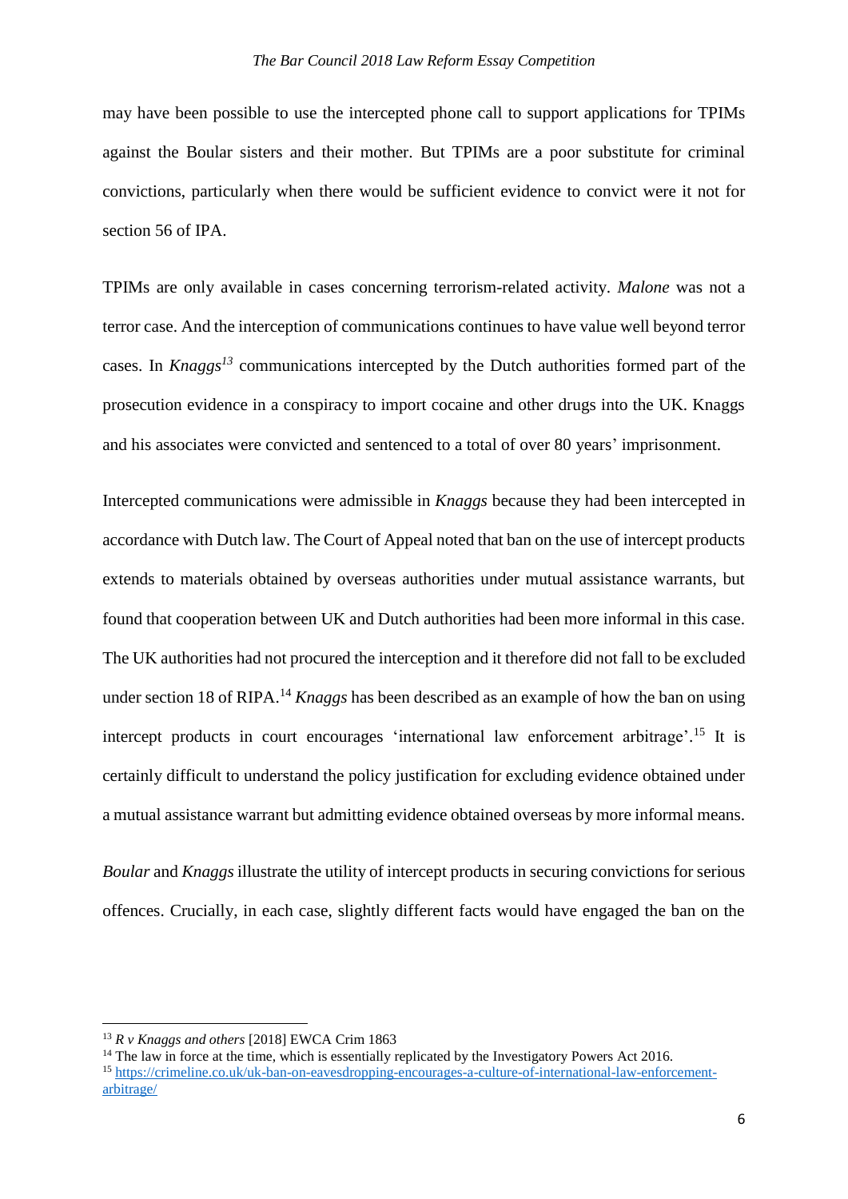may have been possible to use the intercepted phone call to support applications for TPIMs against the Boular sisters and their mother. But TPIMs are a poor substitute for criminal convictions, particularly when there would be sufficient evidence to convict were it not for section 56 of IPA.

TPIMs are only available in cases concerning terrorism-related activity. *Malone* was not a terror case. And the interception of communications continues to have value well beyond terror cases. In *Knaggs*[13] communications intercepted by the Dutch authorities formed part of the prosecution evidence in a conspiracy to import cocaine and other drugs into the UK. Knaggs and his associates were convicted and sentenced to a total of over 80 years' imprisonment.

Intercepted communications were admissible in *Knaggs* because they had been intercepted in accordance with Dutch law. The Court of Appeal noted that ban on the use of intercept products extends to materials obtained by overseas authorities under mutual assistance warrants, but found that cooperation between UK and Dutch authorities had been more informal in this case. The UK authorities had not procured the interception and it therefore did not fall to be excluded under section 18 of RIPA.[14] *Knaggs* has been described as an example of how the ban on using intercept products in court encourages 'international law enforcement arbitrage'.[15] It is certainly difficult to understand the policy justification for excluding evidence obtained under a mutual assistance warrant but admitting evidence obtained overseas by more informal means.

*Boular* and *Knaggs* illustrate the utility of intercept products in securing convictions for serious offences. Crucially, in each case, slightly different facts would have engaged the ban on the

---

[13] *R v Knaggs and others* [2018] EWCA Crim 1863

[14] The law in force at the time, which is essentially replicated by the Investigatory Powers Act 2016.

[15] https://crimeline.co.uk/uk-ban-on-eavesdropping-encourages-a-culture-of-international-law-enforcement-arbitrage/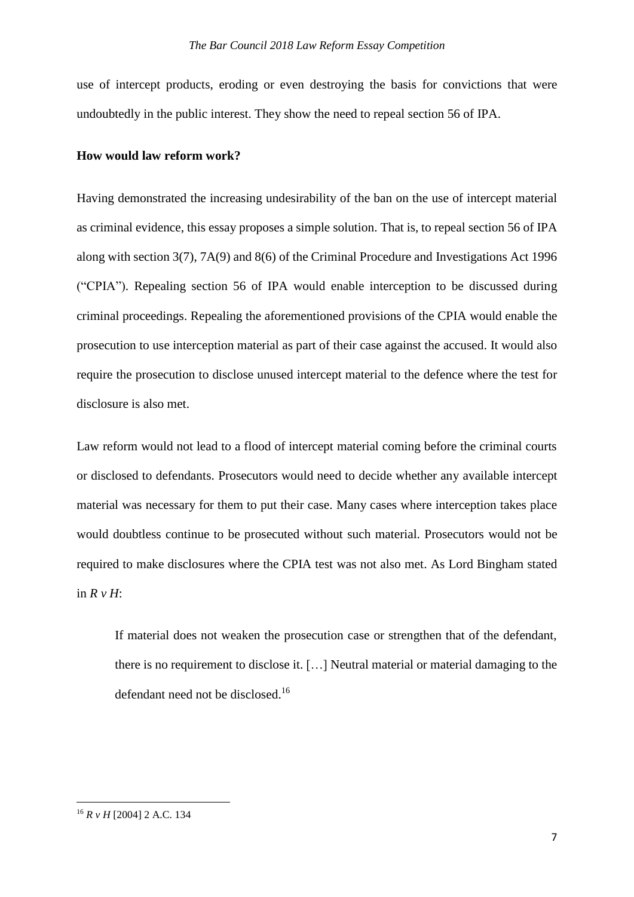use of intercept products, eroding or even destroying the basis for convictions that were undoubtedly in the public interest. They show the need to repeal section 56 of IPA.

**How would law reform work?**

Having demonstrated the increasing undesirability of the ban on the use of intercept material as criminal evidence, this essay proposes a simple solution. That is, to repeal section 56 of IPA along with section 3(7), 7A(9) and 8(6) of the Criminal Procedure and Investigations Act 1996 ("CPIA"). Repealing section 56 of IPA would enable interception to be discussed during criminal proceedings. Repealing the aforementioned provisions of the CPIA would enable the prosecution to use interception material as part of their case against the accused. It would also require the prosecution to disclose unused intercept material to the defence where the test for disclosure is also met.

Law reform would not lead to a flood of intercept material coming before the criminal courts or disclosed to defendants. Prosecutors would need to decide whether any available intercept material was necessary for them to put their case. Many cases where interception takes place would doubtless continue to be prosecuted without such material. Prosecutors would not be required to make disclosures where the CPIA test was not also met. As Lord Bingham stated in *R v H*:

> If material does not weaken the prosecution case or strengthen that of the defendant, there is no requirement to disclose it. […] Neutral material or material damaging to the defendant need not be disclosed.[16]

[16] *R v H* [2004] 2 A.C. 134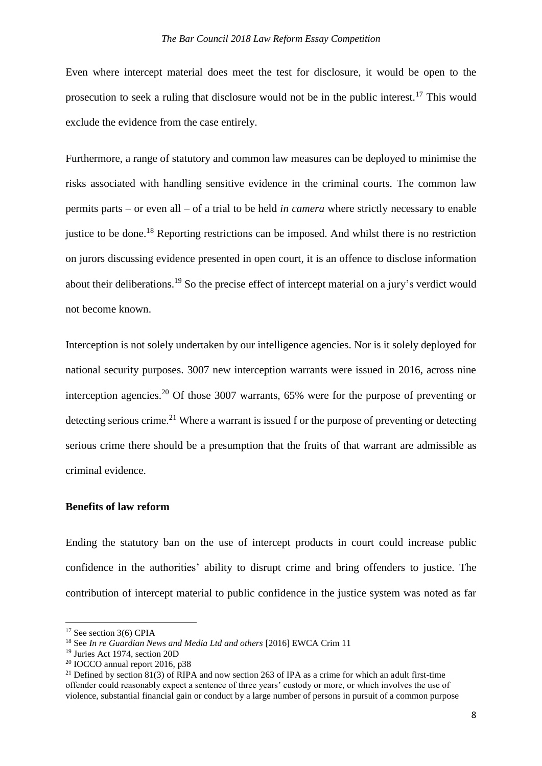Even where intercept material does meet the test for disclosure, it would be open to the prosecution to seek a ruling that disclosure would not be in the public interest.[17] This would exclude the evidence from the case entirely.

Furthermore, a range of statutory and common law measures can be deployed to minimise the risks associated with handling sensitive evidence in the criminal courts. The common law permits parts – or even all – of a trial to be held *in camera* where strictly necessary to enable justice to be done.[18] Reporting restrictions can be imposed. And whilst there is no restriction on jurors discussing evidence presented in open court, it is an offence to disclose information about their deliberations.[19] So the precise effect of intercept material on a jury's verdict would not become known.

Interception is not solely undertaken by our intelligence agencies. Nor is it solely deployed for national security purposes. 3007 new interception warrants were issued in 2016, across nine interception agencies.[20] Of those 3007 warrants, 65% were for the purpose of preventing or detecting serious crime.[21] Where a warrant is issued f or the purpose of preventing or detecting serious crime there should be a presumption that the fruits of that warrant are admissible as criminal evidence.

**Benefits of law reform**

Ending the statutory ban on the use of intercept products in court could increase public confidence in the authorities' ability to disrupt crime and bring offenders to justice. The contribution of intercept material to public confidence in the justice system was noted as far

---

[17] See section 3(6) CPIA

[18] See *In re Guardian News and Media Ltd and others* [2016] EWCA Crim 11

[19] Juries Act 1974, section 20D

[20] IOCCO annual report 2016, p38

[21] Defined by section 81(3) of RIPA and now section 263 of IPA as a crime for which an adult first-time offender could reasonably expect a sentence of three years' custody or more, or which involves the use of violence, substantial financial gain or conduct by a large number of persons in pursuit of a common purpose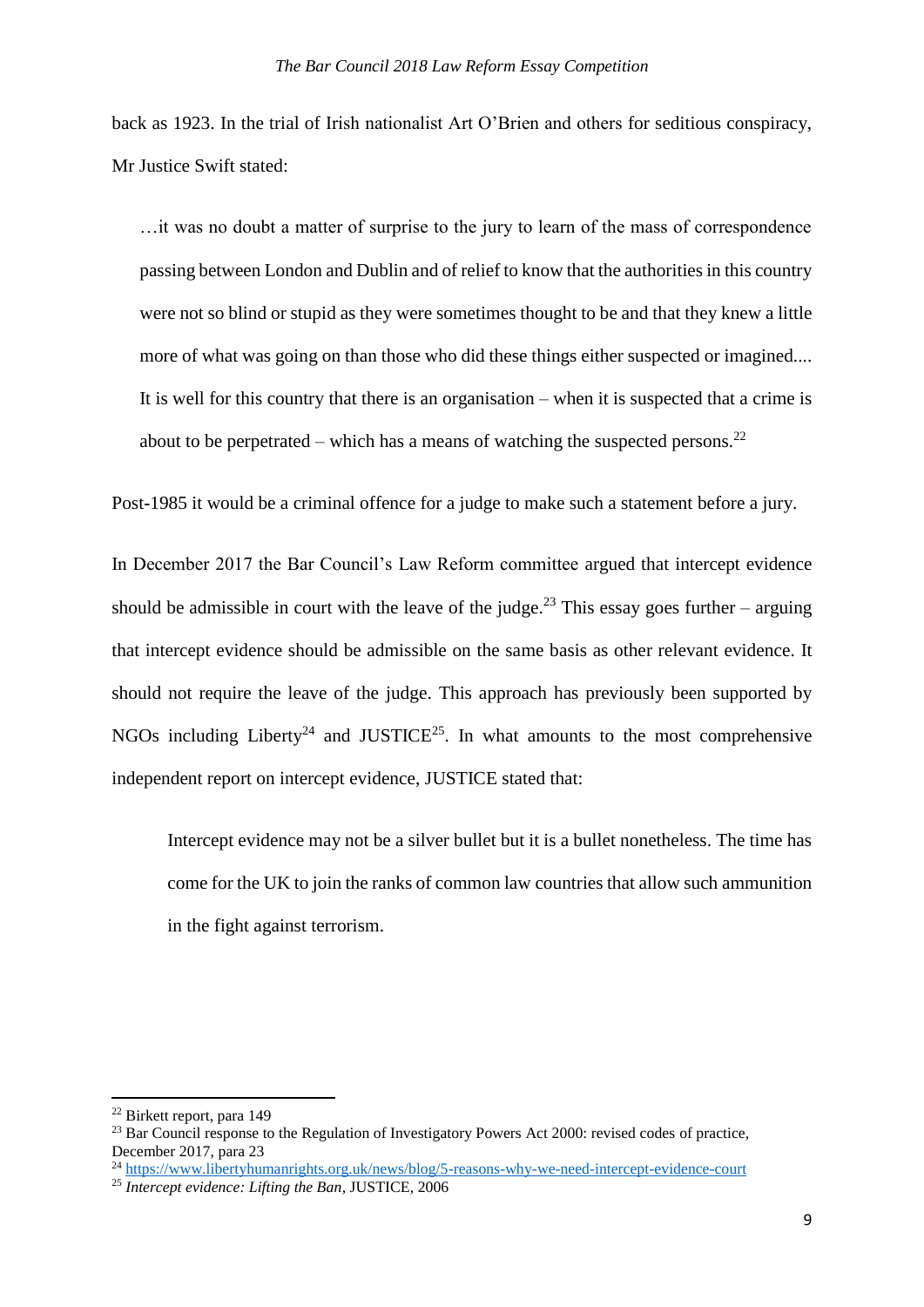back as 1923. In the trial of Irish nationalist Art O'Brien and others for seditious conspiracy, Mr Justice Swift stated:

> …it was no doubt a matter of surprise to the jury to learn of the mass of correspondence passing between London and Dublin and of relief to know that the authorities in this country were not so blind or stupid as they were sometimes thought to be and that they knew a little more of what was going on than those who did these things either suspected or imagined.... It is well for this country that there is an organisation – when it is suspected that a crime is about to be perpetrated – which has a means of watching the suspected persons.[22]

Post-1985 it would be a criminal offence for a judge to make such a statement before a jury.

In December 2017 the Bar Council's Law Reform committee argued that intercept evidence should be admissible in court with the leave of the judge.[23] This essay goes further – arguing that intercept evidence should be admissible on the same basis as other relevant evidence. It should not require the leave of the judge. This approach has previously been supported by NGOs including Liberty[24] and JUSTICE[25]. In what amounts to the most comprehensive independent report on intercept evidence, JUSTICE stated that:

> Intercept evidence may not be a silver bullet but it is a bullet nonetheless. The time has come for the UK to join the ranks of common law countries that allow such ammunition in the fight against terrorism.

---

[22] Birkett report, para 149

[23] Bar Council response to the Regulation of Investigatory Powers Act 2000: revised codes of practice, December 2017, para 23

[24] https://www.libertyhumanrights.org.uk/news/blog/5-reasons-why-we-need-intercept-evidence-court

[25] *Intercept evidence: Lifting the Ban*, JUSTICE, 2006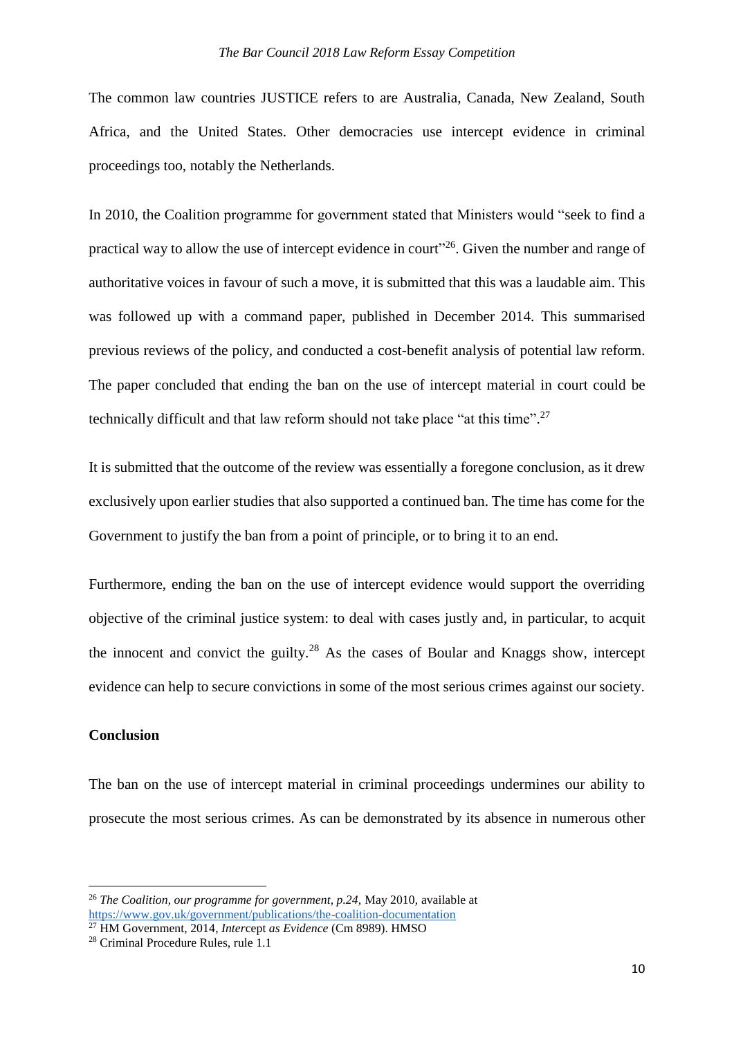The common law countries JUSTICE refers to are Australia, Canada, New Zealand, South Africa, and the United States. Other democracies use intercept evidence in criminal proceedings too, notably the Netherlands.

In 2010, the Coalition programme for government stated that Ministers would "seek to find a practical way to allow the use of intercept evidence in court"[26]. Given the number and range of authoritative voices in favour of such a move, it is submitted that this was a laudable aim. This was followed up with a command paper, published in December 2014. This summarised previous reviews of the policy, and conducted a cost-benefit analysis of potential law reform. The paper concluded that ending the ban on the use of intercept material in court could be technically difficult and that law reform should not take place "at this time".[27]

It is submitted that the outcome of the review was essentially a foregone conclusion, as it drew exclusively upon earlier studies that also supported a continued ban. The time has come for the Government to justify the ban from a point of principle, or to bring it to an end.

Furthermore, ending the ban on the use of intercept evidence would support the overriding objective of the criminal justice system: to deal with cases justly and, in particular, to acquit the innocent and convict the guilty.[28] As the cases of Boular and Knaggs show, intercept evidence can help to secure convictions in some of the most serious crimes against our society.

**Conclusion**

The ban on the use of intercept material in criminal proceedings undermines our ability to prosecute the most serious crimes. As can be demonstrated by its absence in numerous other

---

[26] *The Coalition, our programme for government, p.24,* May 2010, available at https://www.gov.uk/government/publications/the-coalition-documentation

[27] HM Government, 2014, *Intercept as Evidence* (Cm 8989). HMSO

[28] Criminal Procedure Rules, rule 1.1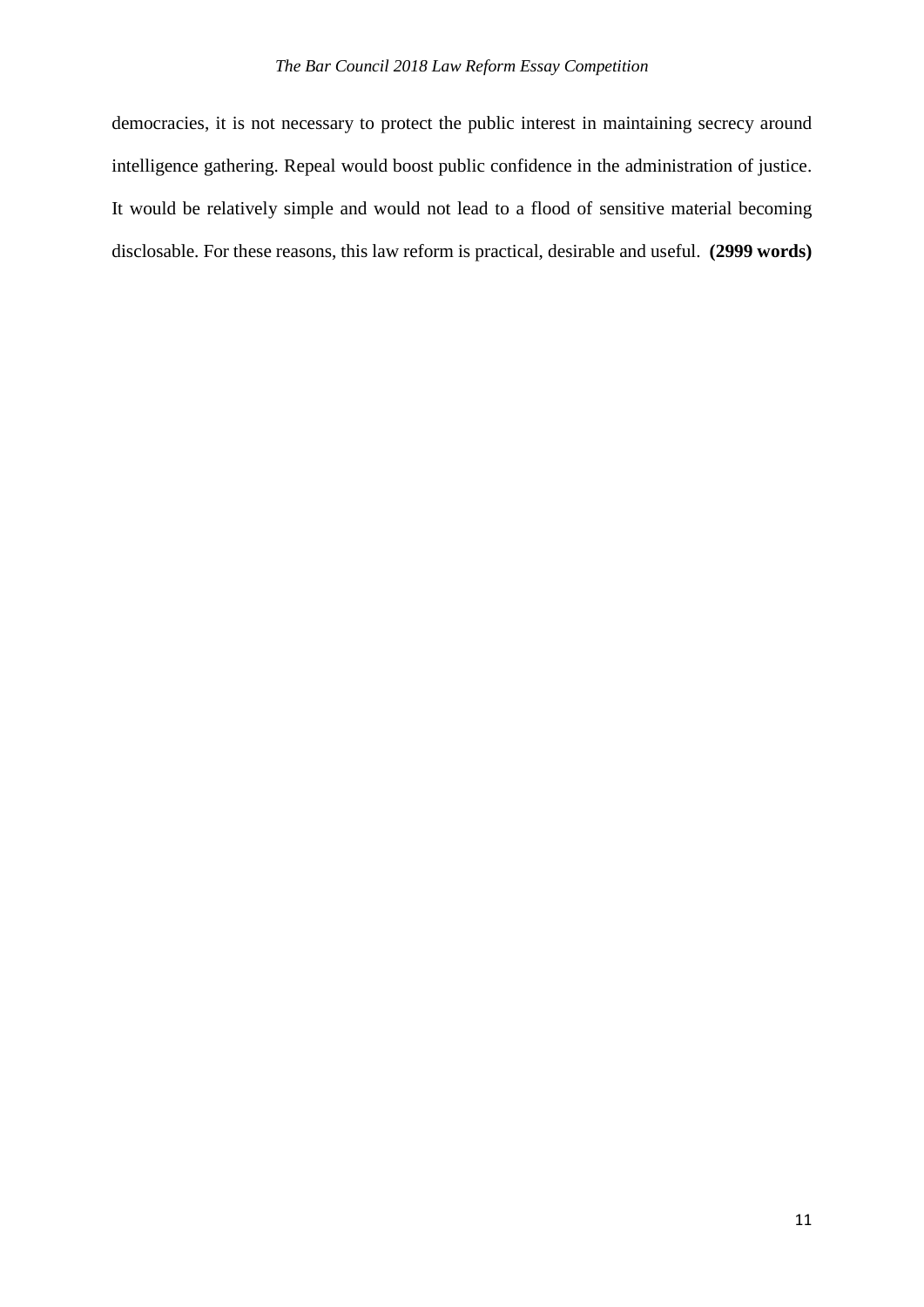democracies, it is not necessary to protect the public interest in maintaining secrecy around intelligence gathering. Repeal would boost public confidence in the administration of justice. It would be relatively simple and would not lead to a flood of sensitive material becoming disclosable. For these reasons, this law reform is practical, desirable and useful. **(2999 words)**